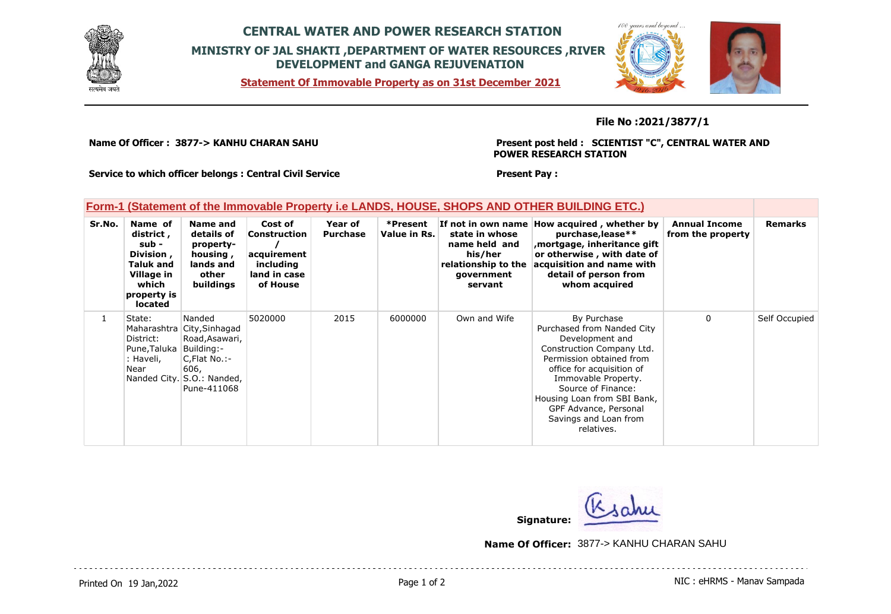# CENTRAL WATER AND POWER RESEARCH STATION

## MINISTRY OF JAL SHAKTI ,DEPARTMENT OF WATER RESOURCES ,RIVER DEVELOPMENT and GANGA REJUVENATION

**Statement Of Immovable Property as on 31st December 2021**

**File No :2021/3877/1**

**Name Of Officer : 3877-> KANHU CHARAN SAHU**

**Present post held : SCIENTIST "C", CENTRAL WATER AND POWER RESEARCH STATION**

**Service to which officer belongs : Central Civil Service**

**Present Pay :**

### Form-1 (Statement of the Immovable Property i.e LANDS, HOUSE, SHOPS AND OTHER BUILDING ETC.)

| Sr.No. | Name of district , sub - Division , Taluk and Village in which property is located | Name and details of property- housing , lands and other buildings | Cost of Construction / acquirement including land in case of House | Year of Purchase | *Present Value in Rs. | If not in own name state in whose name held and his/her relationship to the government servant | How acquired , whether by purchase,lease** ,mortgage, inheritance gift or otherwise , with date of acquisition and name with detail of person from whom acquired | Annual Income from the property | Remarks |
|---|---|---|---|---|---|---|---|---|---|
| 1 | State: Maharashtra District: Pune,Taluka : Haveli, Near Nanded City. | Nanded City,Sinhagad Road,Asawari, Building:- C,Flat No.:- 606, S.O.: Nanded, Pune-411068 | 5020000 | 2015 | 6000000 | Own and Wife | By Purchase Purchased from Nanded City Development and Construction Company Ltd. Permission obtained from office for acquisition of Immovable Property. Source of Finance: Housing Loan from SBI Bank, GPF Advance, Personal Savings and Loan from relatives. | 0 | Self Occupied |

**Signature:** Ksahu

**Name Of Officer:** 3877-> KANHU CHARAN SAHU

Printed On 19 Jan,2022

NIC : eHRMS - Manav Sampada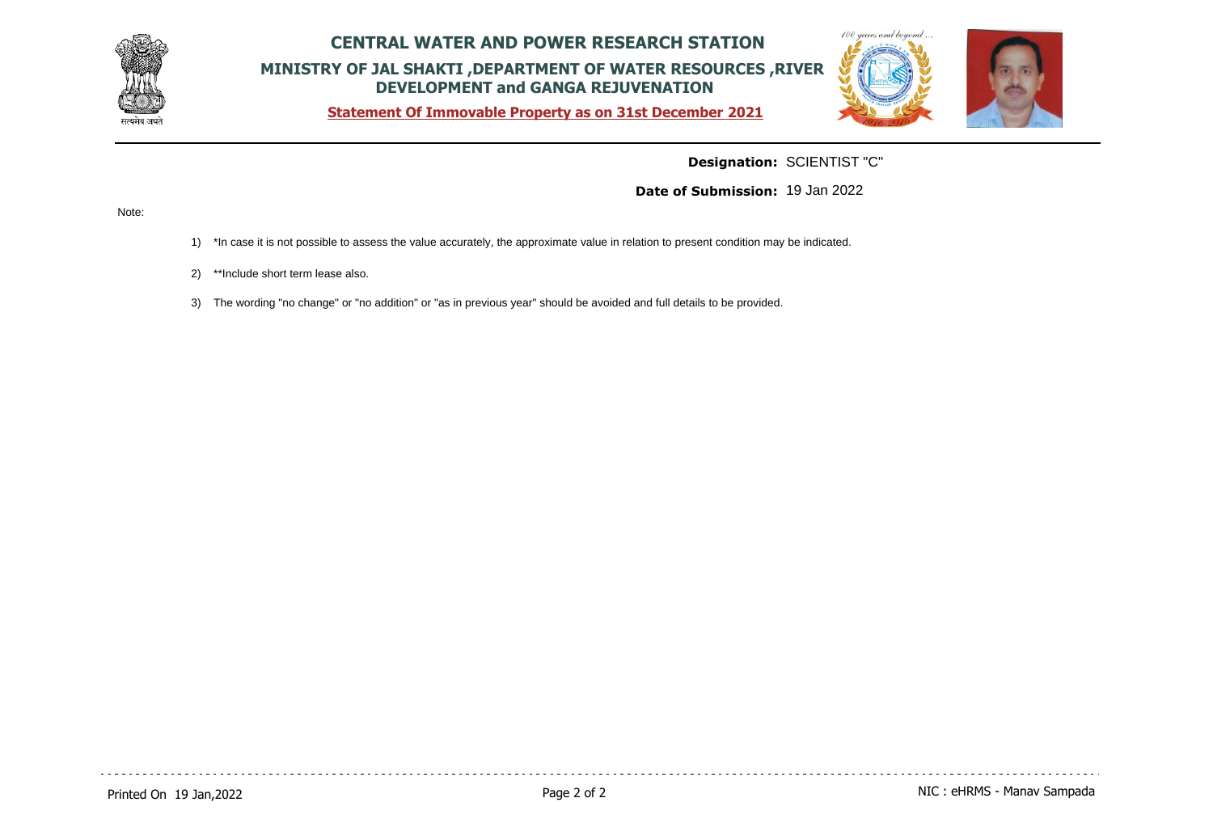# CENTRAL WATER AND POWER RESEARCH STATION

## MINISTRY OF JAL SHAKTI ,DEPARTMENT OF WATER RESOURCES ,RIVER DEVELOPMENT and GANGA REJUVENATION

**Statement Of Immovable Property as on 31st December 2021**

**Designation:** SCIENTIST "C"

**Date of Submission:** 19 Jan 2022

Note:

1) *In case it is not possible to assess the value accurately, the approximate value in relation to present condition may be indicated.

2) **Include short term lease also.

3) The wording "no change" or "no addition" or "as in previous year" should be avoided and full details to be provided.